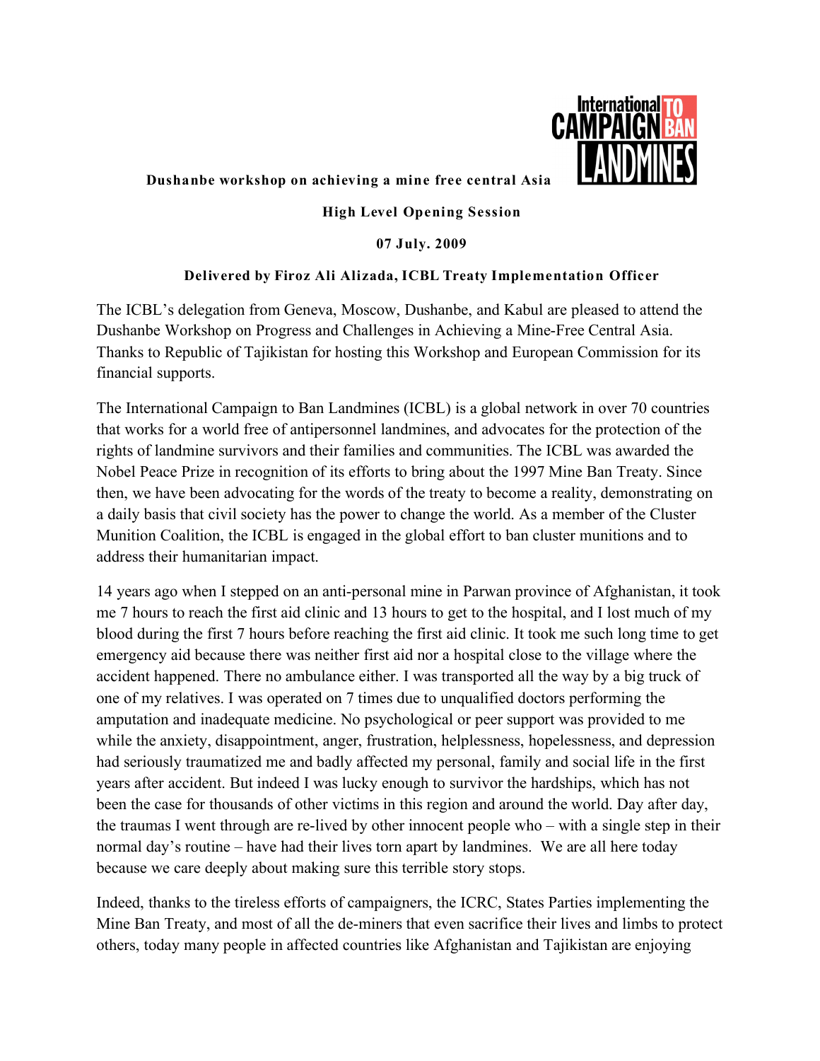**Dushanbe workshop on achieving a mine free central Asia**

**High Level Opening Session**

**07 July. 2009**

**Delivered by Firoz Ali Alizada, ICBL Treaty Implementation Officer**

The ICBL's delegation from Geneva, Moscow, Dushanbe, and Kabul are pleased to attend the Dushanbe Workshop on Progress and Challenges in Achieving a Mine-Free Central Asia. Thanks to Republic of Tajikistan for hosting this Workshop and European Commission for its financial supports.

The International Campaign to Ban Landmines (ICBL) is a global network in over 70 countries that works for a world free of antipersonnel landmines, and advocates for the protection of the rights of landmine survivors and their families and communities. The ICBL was awarded the Nobel Peace Prize in recognition of its efforts to bring about the 1997 Mine Ban Treaty. Since then, we have been advocating for the words of the treaty to become a reality, demonstrating on a daily basis that civil society has the power to change the world. As a member of the Cluster Munition Coalition, the ICBL is engaged in the global effort to ban cluster munitions and to address their humanitarian impact.

14 years ago when I stepped on an anti-personal mine in Parwan province of Afghanistan, it took me 7 hours to reach the first aid clinic and 13 hours to get to the hospital, and I lost much of my blood during the first 7 hours before reaching the first aid clinic. It took me such long time to get emergency aid because there was neither first aid nor a hospital close to the village where the accident happened. There no ambulance either. I was transported all the way by a big truck of one of my relatives. I was operated on 7 times due to unqualified doctors performing the amputation and inadequate medicine. No psychological or peer support was provided to me while the anxiety, disappointment, anger, frustration, helplessness, hopelessness, and depression had seriously traumatized me and badly affected my personal, family and social life in the first years after accident. But indeed I was lucky enough to survivor the hardships, which has not been the case for thousands of other victims in this region and around the world. Day after day, the traumas I went through are re-lived by other innocent people who – with a single step in their normal day's routine – have had their lives torn apart by landmines. We are all here today because we care deeply about making sure this terrible story stops.

Indeed, thanks to the tireless efforts of campaigners, the ICRC, States Parties implementing the Mine Ban Treaty, and most of all the de-miners that even sacrifice their lives and limbs to protect others, today many people in affected countries like Afghanistan and Tajikistan are enjoying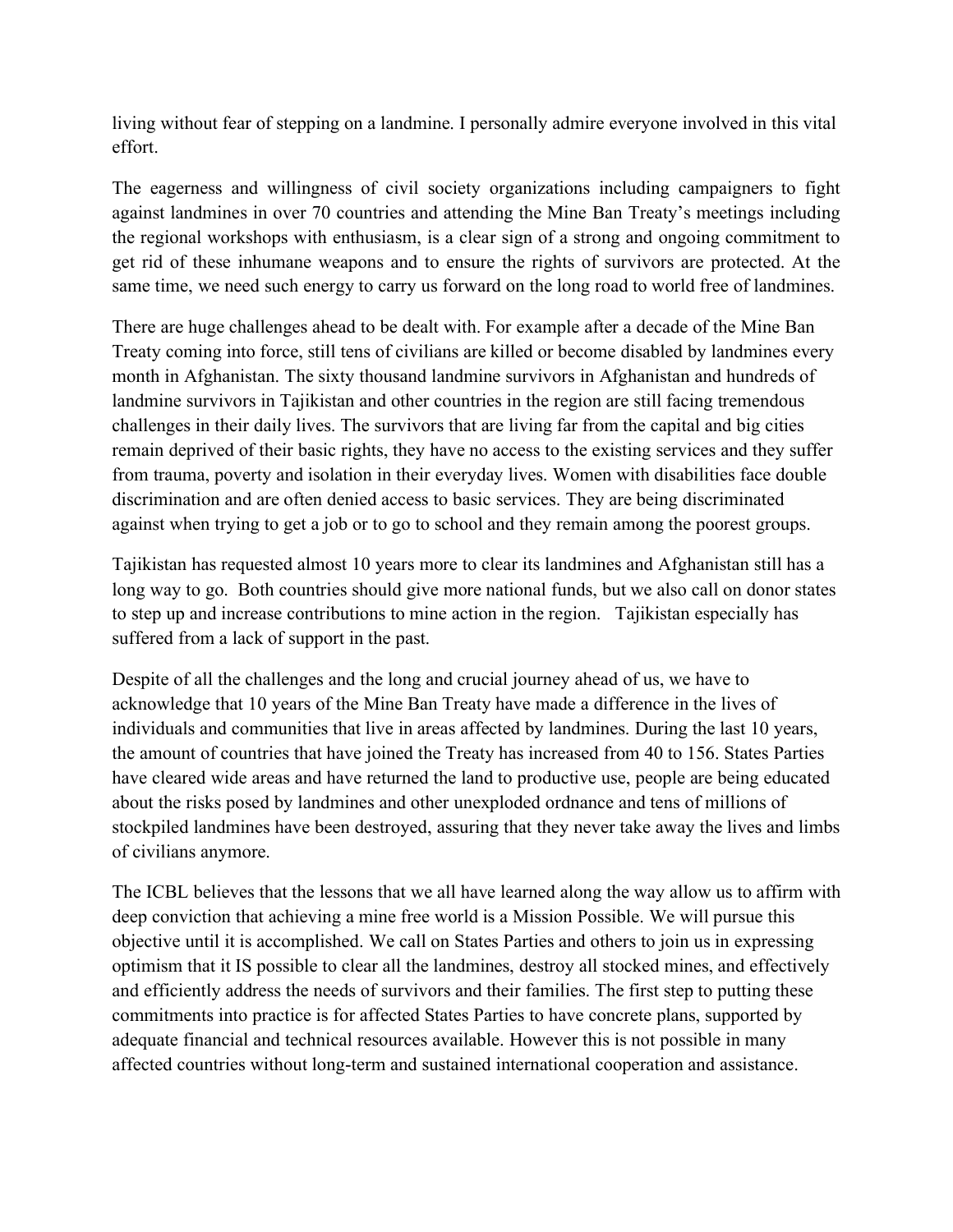living without fear of stepping on a landmine. I personally admire everyone involved in this vital effort.

The eagerness and willingness of civil society organizations including campaigners to fight against landmines in over 70 countries and attending the Mine Ban Treaty's meetings including the regional workshops with enthusiasm, is a clear sign of a strong and ongoing commitment to get rid of these inhumane weapons and to ensure the rights of survivors are protected. At the same time, we need such energy to carry us forward on the long road to world free of landmines.

There are huge challenges ahead to be dealt with. For example after a decade of the Mine Ban Treaty coming into force, still tens of civilians are killed or become disabled by landmines every month in Afghanistan. The sixty thousand landmine survivors in Afghanistan and hundreds of landmine survivors in Tajikistan and other countries in the region are still facing tremendous challenges in their daily lives. The survivors that are living far from the capital and big cities remain deprived of their basic rights, they have no access to the existing services and they suffer from trauma, poverty and isolation in their everyday lives. Women with disabilities face double discrimination and are often denied access to basic services. They are being discriminated against when trying to get a job or to go to school and they remain among the poorest groups.

Tajikistan has requested almost 10 years more to clear its landmines and Afghanistan still has a long way to go. Both countries should give more national funds, but we also call on donor states to step up and increase contributions to mine action in the region. Tajikistan especially has suffered from a lack of support in the past.

Despite of all the challenges and the long and crucial journey ahead of us, we have to acknowledge that 10 years of the Mine Ban Treaty have made a difference in the lives of individuals and communities that live in areas affected by landmines. During the last 10 years, the amount of countries that have joined the Treaty has increased from 40 to 156. States Parties have cleared wide areas and have returned the land to productive use, people are being educated about the risks posed by landmines and other unexploded ordnance and tens of millions of stockpiled landmines have been destroyed, assuring that they never take away the lives and limbs of civilians anymore.

The ICBL believes that the lessons that we all have learned along the way allow us to affirm with deep conviction that achieving a mine free world is a Mission Possible. We will pursue this objective until it is accomplished. We call on States Parties and others to join us in expressing optimism that it IS possible to clear all the landmines, destroy all stocked mines, and effectively and efficiently address the needs of survivors and their families. The first step to putting these commitments into practice is for affected States Parties to have concrete plans, supported by adequate financial and technical resources available. However this is not possible in many affected countries without long-term and sustained international cooperation and assistance.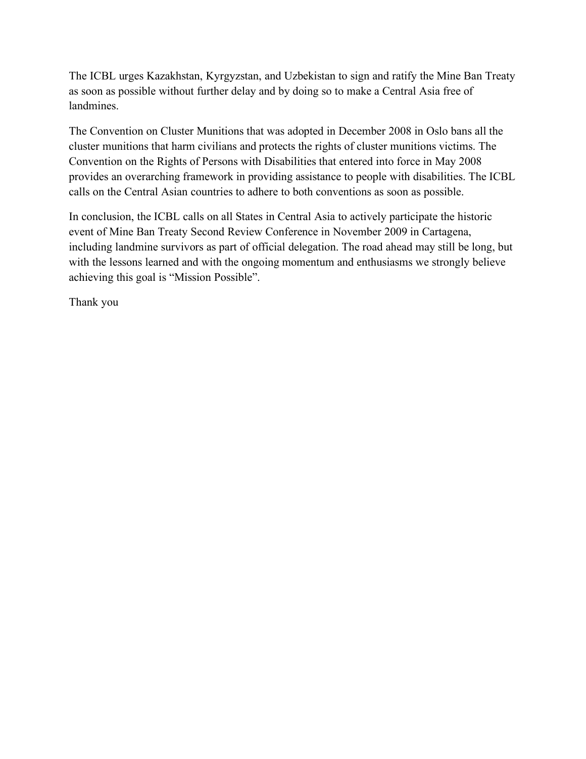The ICBL urges Kazakhstan, Kyrgyzstan, and Uzbekistan to sign and ratify the Mine Ban Treaty as soon as possible without further delay and by doing so to make a Central Asia free of landmines.

The Convention on Cluster Munitions that was adopted in December 2008 in Oslo bans all the cluster munitions that harm civilians and protects the rights of cluster munitions victims. The Convention on the Rights of Persons with Disabilities that entered into force in May 2008 provides an overarching framework in providing assistance to people with disabilities. The ICBL calls on the Central Asian countries to adhere to both conventions as soon as possible.

In conclusion, the ICBL calls on all States in Central Asia to actively participate the historic event of Mine Ban Treaty Second Review Conference in November 2009 in Cartagena, including landmine survivors as part of official delegation. The road ahead may still be long, but with the lessons learned and with the ongoing momentum and enthusiasms we strongly believe achieving this goal is “Mission Possible”.

Thank you